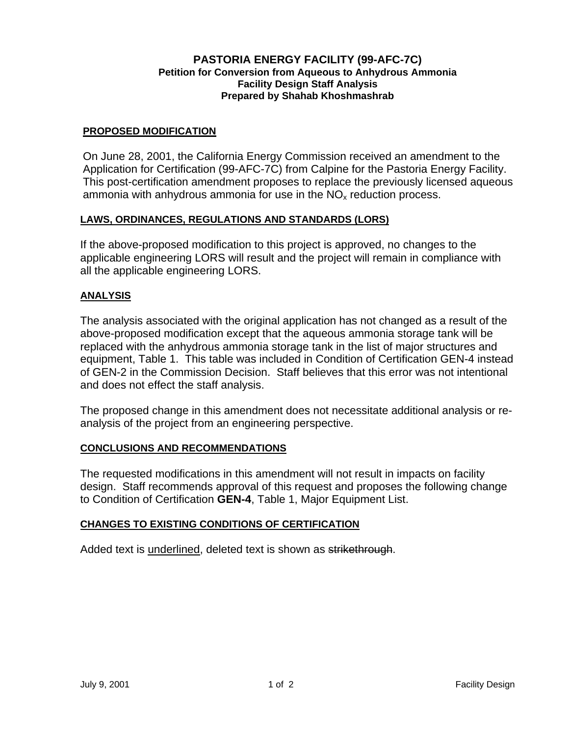# PASTORIA ENERGY FACILITY (99-AFC-7C)
**Petition for Conversion from Aqueous to Anhydrous Ammonia**
**Facility Design Staff Analysis**
**Prepared by Shahab Khoshmashrab**

## PROPOSED MODIFICATION

On June 28, 2001, the California Energy Commission received an amendment to the Application for Certification (99-AFC-7C) from Calpine for the Pastoria Energy Facility. This post-certification amendment proposes to replace the previously licensed aqueous ammonia with anhydrous ammonia for use in the $NO_x$ reduction process.

## LAWS, ORDINANCES, REGULATIONS AND STANDARDS (LORS)

If the above-proposed modification to this project is approved, no changes to the applicable engineering LORS will result and the project will remain in compliance with all the applicable engineering LORS.

## ANALYSIS

The analysis associated with the original application has not changed as a result of the above-proposed modification except that the aqueous ammonia storage tank will be replaced with the anhydrous ammonia storage tank in the list of major structures and equipment, Table 1. This table was included in Condition of Certification GEN-4 instead of GEN-2 in the Commission Decision. Staff believes that this error was not intentional and does not effect the staff analysis.

The proposed change in this amendment does not necessitate additional analysis or re-analysis of the project from an engineering perspective.

## CONCLUSIONS AND RECOMMENDATIONS

The requested modifications in this amendment will not result in impacts on facility design. Staff recommends approval of this request and proposes the following change to Condition of Certification **GEN-4**, Table 1, Major Equipment List.

## CHANGES TO EXISTING CONDITIONS OF CERTIFICATION

Added text is <u>underlined</u>, deleted text is shown as ~~strikethrough~~.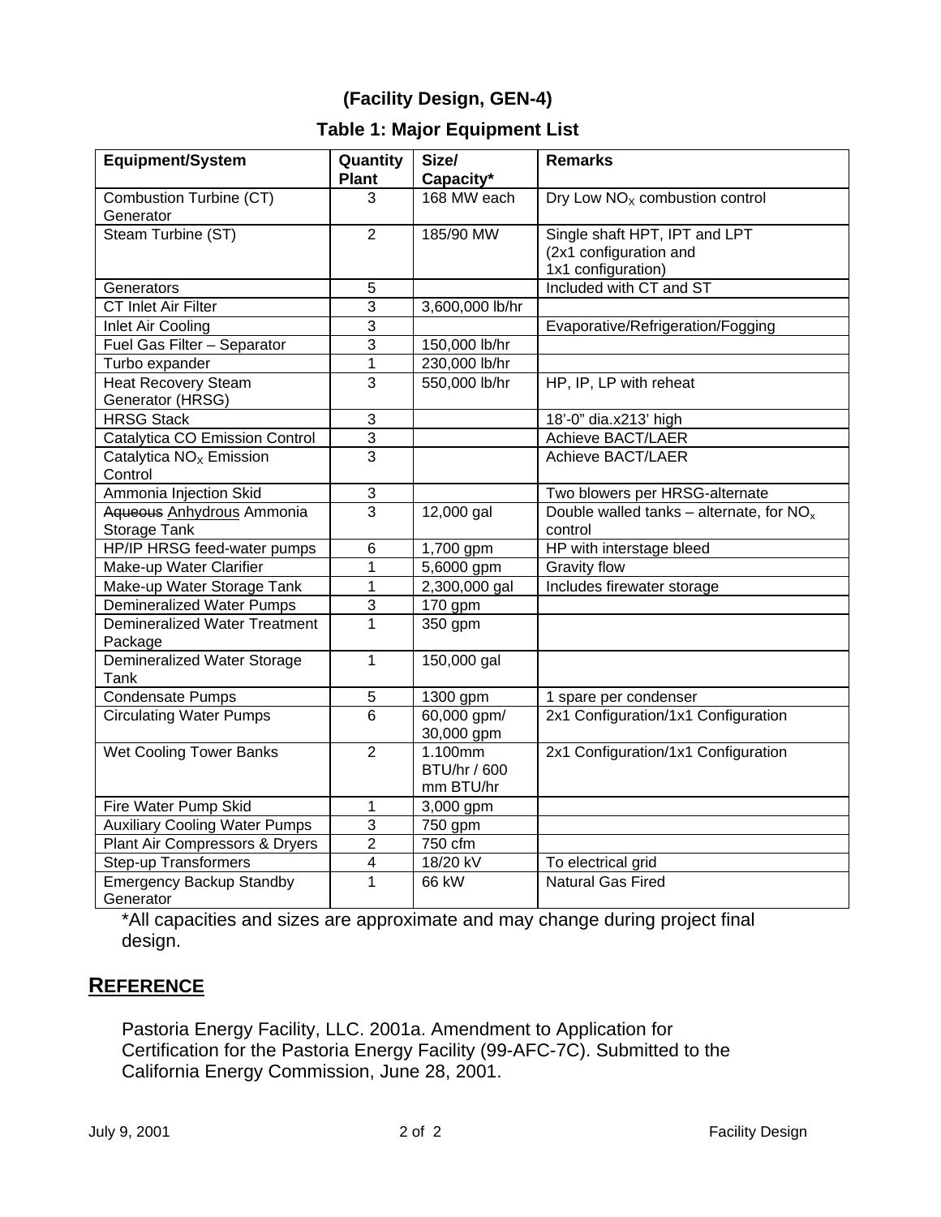**(Facility Design, GEN-4)**

**Table 1: Major Equipment List**

| Equipment/System | Quantity Plant | Size/ Capacity* | Remarks |
|---|---|---|---|
| Combustion Turbine (CT) Generator | 3 | 168 MW each | Dry Low $NO_X$ combustion control |
| Steam Turbine (ST) | 2 | 185/90 MW | Single shaft HPT, IPT and LPT (2x1 configuration and 1x1 configuration) |
| Generators | 5 | | Included with CT and ST |
| CT Inlet Air Filter | 3 | 3,600,000 lb/hr | |
| Inlet Air Cooling | 3 | | Evaporative/Refrigeration/Fogging |
| Fuel Gas Filter – Separator | 3 | 150,000 lb/hr | |
| Turbo expander | 1 | 230,000 lb/hr | |
| Heat Recovery Steam Generator (HRSG) | 3 | 550,000 lb/hr | HP, IP, LP with reheat |
| HRSG Stack | 3 | | 18'-0" dia.x213' high |
| Catalytica CO Emission Control | 3 | | Achieve BACT/LAER |
| Catalytica $NO_X$ Emission Control | 3 | | Achieve BACT/LAER |
| Ammonia Injection Skid | 3 | | Two blowers per HRSG-alternate |
| ~~Aqueous~~ Anhydrous Ammonia Storage Tank | 3 | 12,000 gal | Double walled tanks – alternate, for $NO_x$ control |
| HP/IP HRSG feed-water pumps | 6 | 1,700 gpm | HP with interstage bleed |
| Make-up Water Clarifier | 1 | 5,6000 gpm | Gravity flow |
| Make-up Water Storage Tank | 1 | 2,300,000 gal | Includes firewater storage |
| Demineralized Water Pumps | 3 | 170 gpm | |
| Demineralized Water Treatment Package | 1 | 350 gpm | |
| Demineralized Water Storage Tank | 1 | 150,000 gal | |
| Condensate Pumps | 5 | 1300 gpm | 1 spare per condenser |
| Circulating Water Pumps | 6 | 60,000 gpm/ 30,000 gpm | 2x1 Configuration/1x1 Configuration |
| Wet Cooling Tower Banks | 2 | 1.100mm BTU/hr / 600 mm BTU/hr | 2x1 Configuration/1x1 Configuration |
| Fire Water Pump Skid | 1 | 3,000 gpm | |
| Auxiliary Cooling Water Pumps | 3 | 750 gpm | |
| Plant Air Compressors & Dryers | 2 | 750 cfm | |
| Step-up Transformers | 4 | 18/20 kV | To electrical grid |
| Emergency Backup Standby Generator | 1 | 66 kW | Natural Gas Fired |

*All capacities and sizes are approximate and may change during project final design.

## REFERENCE

Pastoria Energy Facility, LLC. 2001a. Amendment to Application for Certification for the Pastoria Energy Facility (99-AFC-7C). Submitted to the California Energy Commission, June 28, 2001.